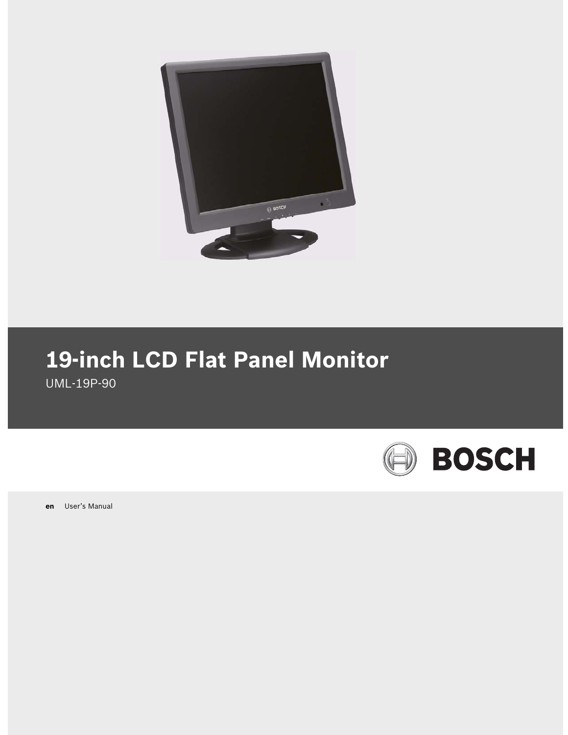# 19-inch LCD Flat Panel Monitor

UML-19P-90

BOSCH

**en** User's Manual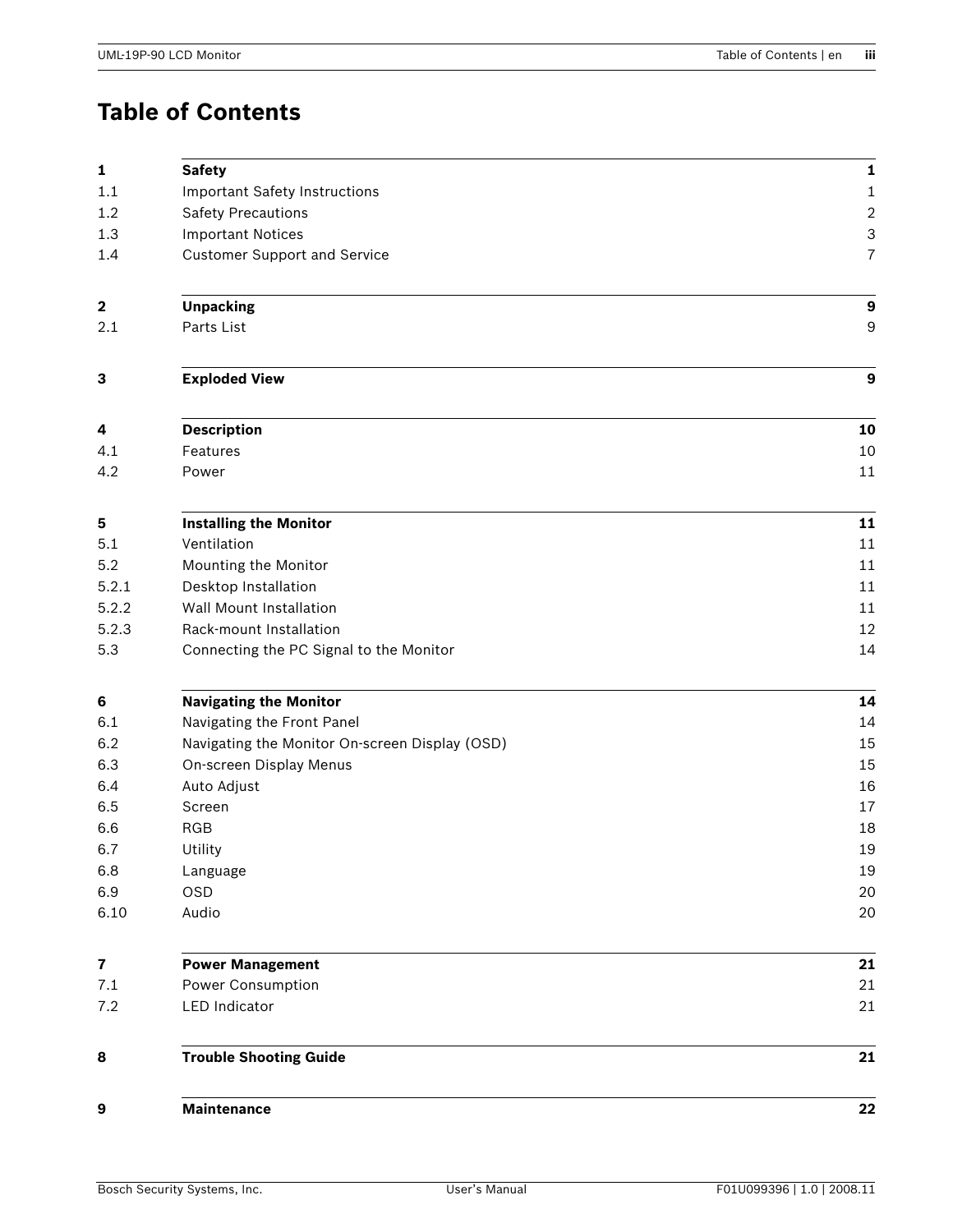# Table of Contents

| | | |
|---|---|---|
| **1** | **Safety** | **1** |
| 1.1 | Important Safety Instructions | 1 |
| 1.2 | Safety Precautions | 2 |
| 1.3 | Important Notices | 3 |
| 1.4 | Customer Support and Service | 7 |
| **2** | **Unpacking** | **9** |
| 2.1 | Parts List | 9 |
| **3** | **Exploded View** | **9** |
| **4** | **Description** | **10** |
| 4.1 | Features | 10 |
| 4.2 | Power | 11 |
| **5** | **Installing the Monitor** | **11** |
| 5.1 | Ventilation | 11 |
| 5.2 | Mounting the Monitor | 11 |
| 5.2.1 | Desktop Installation | 11 |
| 5.2.2 | Wall Mount Installation | 11 |
| 5.2.3 | Rack-mount Installation | 12 |
| 5.3 | Connecting the PC Signal to the Monitor | 14 |
| **6** | **Navigating the Monitor** | **14** |
| 6.1 | Navigating the Front Panel | 14 |
| 6.2 | Navigating the Monitor On-screen Display (OSD) | 15 |
| 6.3 | On-screen Display Menus | 15 |
| 6.4 | Auto Adjust | 16 |
| 6.5 | Screen | 17 |
| 6.6 | RGB | 18 |
| 6.7 | Utility | 19 |
| 6.8 | Language | 19 |
| 6.9 | OSD | 20 |
| 6.10 | Audio | 20 |
| **7** | **Power Management** | **21** |
| 7.1 | Power Consumption | 21 |
| 7.2 | LED Indicator | 21 |
| **8** | **Trouble Shooting Guide** | **21** |
| **9** | **Maintenance** | **22** |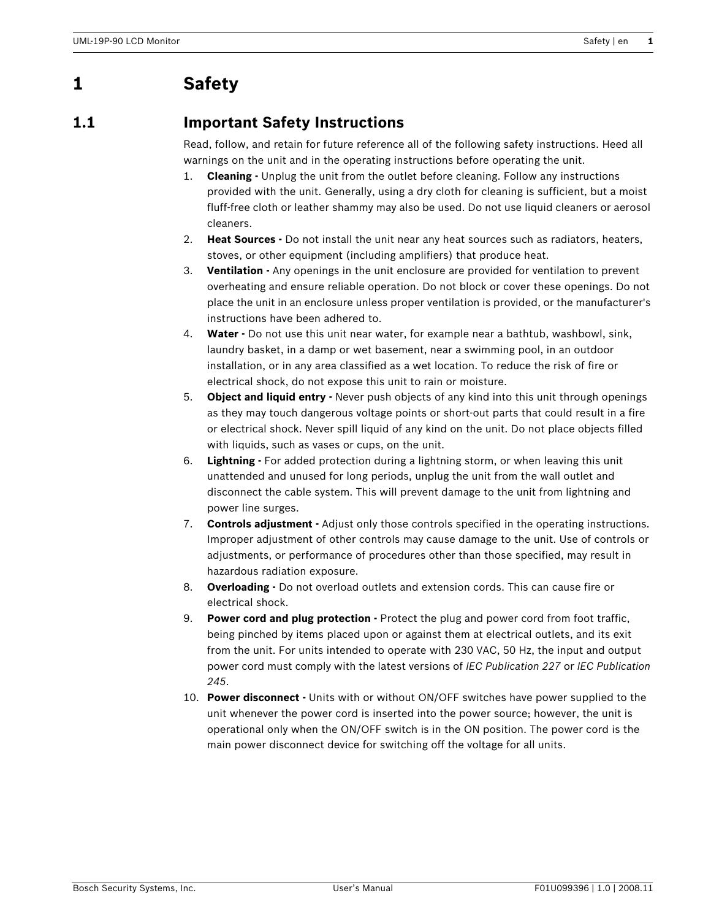# 1 Safety

## 1.1 Important Safety Instructions

Read, follow, and retain for future reference all of the following safety instructions. Heed all warnings on the unit and in the operating instructions before operating the unit.

1. **Cleaning -** Unplug the unit from the outlet before cleaning. Follow any instructions provided with the unit. Generally, using a dry cloth for cleaning is sufficient, but a moist fluff-free cloth or leather shammy may also be used. Do not use liquid cleaners or aerosol cleaners.
2. **Heat Sources -** Do not install the unit near any heat sources such as radiators, heaters, stoves, or other equipment (including amplifiers) that produce heat.
3. **Ventilation -** Any openings in the unit enclosure are provided for ventilation to prevent overheating and ensure reliable operation. Do not block or cover these openings. Do not place the unit in an enclosure unless proper ventilation is provided, or the manufacturer's instructions have been adhered to.
4. **Water -** Do not use this unit near water, for example near a bathtub, washbowl, sink, laundry basket, in a damp or wet basement, near a swimming pool, in an outdoor installation, or in any area classified as a wet location. To reduce the risk of fire or electrical shock, do not expose this unit to rain or moisture.
5. **Object and liquid entry -** Never push objects of any kind into this unit through openings as they may touch dangerous voltage points or short-out parts that could result in a fire or electrical shock. Never spill liquid of any kind on the unit. Do not place objects filled with liquids, such as vases or cups, on the unit.
6. **Lightning -** For added protection during a lightning storm, or when leaving this unit unattended and unused for long periods, unplug the unit from the wall outlet and disconnect the cable system. This will prevent damage to the unit from lightning and power line surges.
7. **Controls adjustment -** Adjust only those controls specified in the operating instructions. Improper adjustment of other controls may cause damage to the unit. Use of controls or adjustments, or performance of procedures other than those specified, may result in hazardous radiation exposure.
8. **Overloading -** Do not overload outlets and extension cords. This can cause fire or electrical shock.
9. **Power cord and plug protection -** Protect the plug and power cord from foot traffic, being pinched by items placed upon or against them at electrical outlets, and its exit from the unit. For units intended to operate with 230 VAC, 50 Hz, the input and output power cord must comply with the latest versions of *IEC Publication 227* or *IEC Publication 245*.
10. **Power disconnect -** Units with or without ON/OFF switches have power supplied to the unit whenever the power cord is inserted into the power source; however, the unit is operational only when the ON/OFF switch is in the ON position. The power cord is the main power disconnect device for switching off the voltage for all units.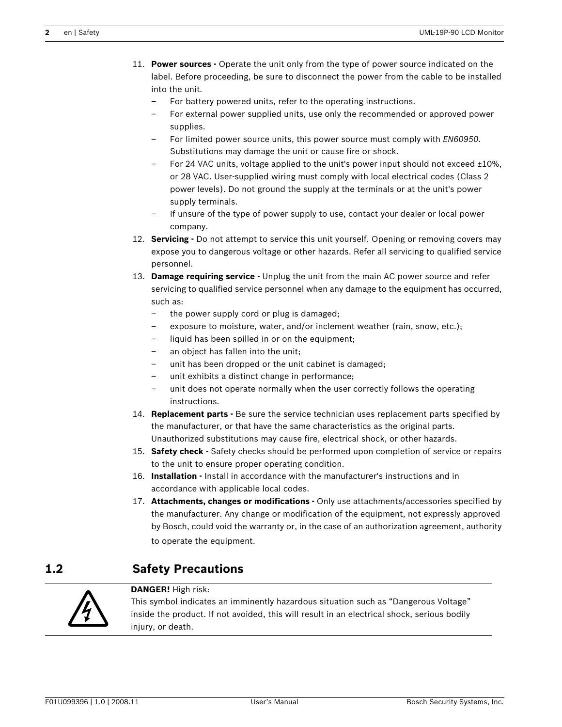11. **Power sources -** Operate the unit only from the type of power source indicated on the label. Before proceeding, be sure to disconnect the power from the cable to be installed into the unit.
    - For battery powered units, refer to the operating instructions.
    - For external power supplied units, use only the recommended or approved power supplies.
    - For limited power source units, this power source must comply with *EN60950*. Substitutions may damage the unit or cause fire or shock.
    - For 24 VAC units, voltage applied to the unit's power input should not exceed ±10%, or 28 VAC. User-supplied wiring must comply with local electrical codes (Class 2 power levels). Do not ground the supply at the terminals or at the unit's power supply terminals.
    - If unsure of the type of power supply to use, contact your dealer or local power company.
12. **Servicing -** Do not attempt to service this unit yourself. Opening or removing covers may expose you to dangerous voltage or other hazards. Refer all servicing to qualified service personnel.
13. **Damage requiring service -** Unplug the unit from the main AC power source and refer servicing to qualified service personnel when any damage to the equipment has occurred, such as:
    - the power supply cord or plug is damaged;
    - exposure to moisture, water, and/or inclement weather (rain, snow, etc.);
    - liquid has been spilled in or on the equipment;
    - an object has fallen into the unit;
    - unit has been dropped or the unit cabinet is damaged;
    - unit exhibits a distinct change in performance;
    - unit does not operate normally when the user correctly follows the operating instructions.
14. **Replacement parts -** Be sure the service technician uses replacement parts specified by the manufacturer, or that have the same characteristics as the original parts. Unauthorized substitutions may cause fire, electrical shock, or other hazards.
15. **Safety check -** Safety checks should be performed upon completion of service or repairs to the unit to ensure proper operating condition.
16. **Installation -** Install in accordance with the manufacturer's instructions and in accordance with applicable local codes.
17. **Attachments, changes or modifications -** Only use attachments/accessories specified by the manufacturer. Any change or modification of the equipment, not expressly approved by Bosch, could void the warranty or, in the case of an authorization agreement, authority to operate the equipment.

## 1.2 Safety Precautions

**DANGER!** High risk:
This symbol indicates an imminently hazardous situation such as “Dangerous Voltage” inside the product. If not avoided, this will result in an electrical shock, serious bodily injury, or death.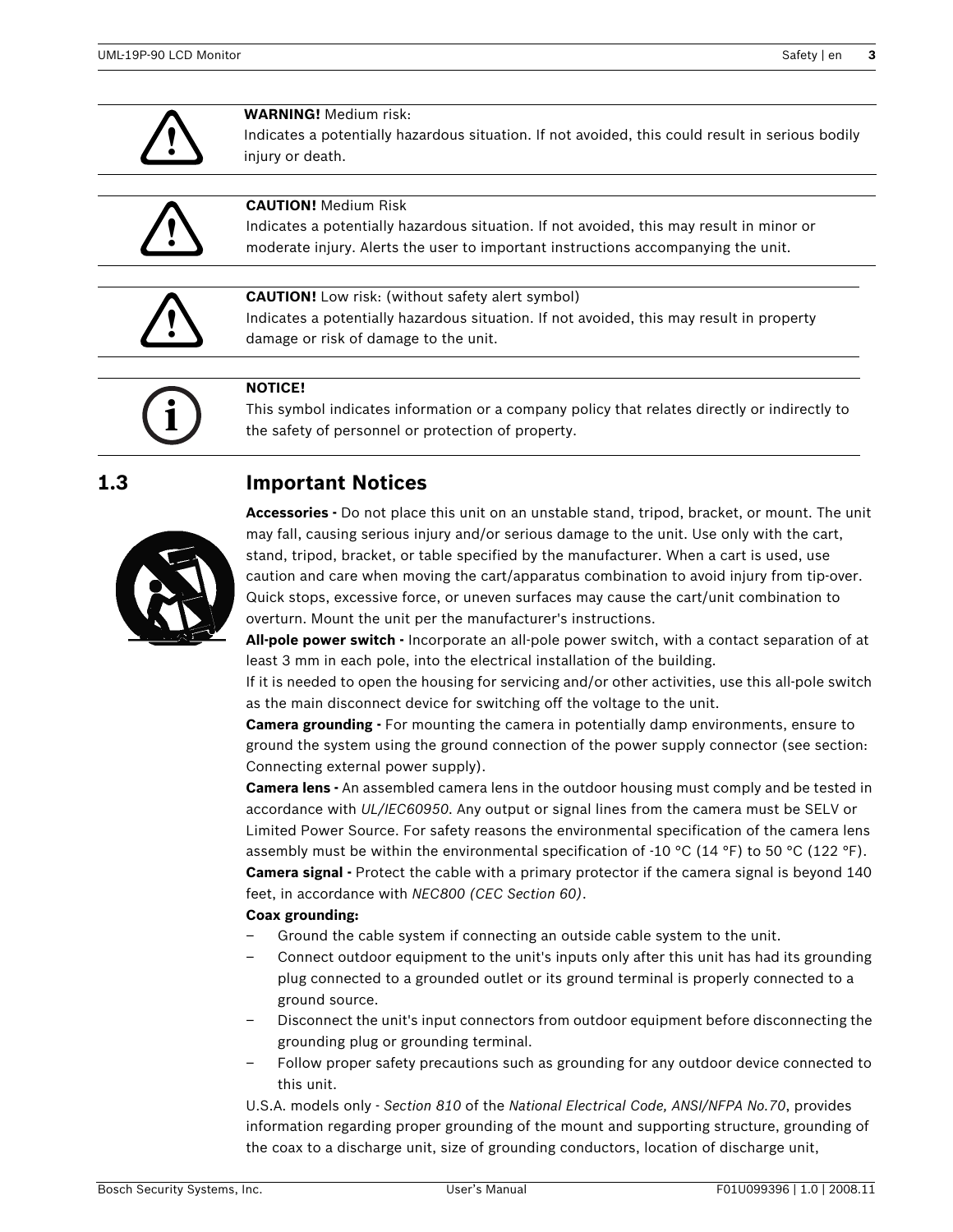**WARNING!** Medium risk:
Indicates a potentially hazardous situation. If not avoided, this could result in serious bodily injury or death.

**CAUTION!** Medium Risk
Indicates a potentially hazardous situation. If not avoided, this may result in minor or moderate injury. Alerts the user to important instructions accompanying the unit.

**CAUTION!** Low risk: (without safety alert symbol)
Indicates a potentially hazardous situation. If not avoided, this may result in property damage or risk of damage to the unit.

**NOTICE!**
This symbol indicates information or a company policy that relates directly or indirectly to the safety of personnel or protection of property.

## 1.3 Important Notices

**Accessories -** Do not place this unit on an unstable stand, tripod, bracket, or mount. The unit may fall, causing serious injury and/or serious damage to the unit. Use only with the cart, stand, tripod, bracket, or table specified by the manufacturer. When a cart is used, use caution and care when moving the cart/apparatus combination to avoid injury from tip-over. Quick stops, excessive force, or uneven surfaces may cause the cart/unit combination to overturn. Mount the unit per the manufacturer's instructions.

**All-pole power switch -** Incorporate an all-pole power switch, with a contact separation of at least 3 mm in each pole, into the electrical installation of the building.
If it is needed to open the housing for servicing and/or other activities, use this all-pole switch as the main disconnect device for switching off the voltage to the unit.

**Camera grounding -** For mounting the camera in potentially damp environments, ensure to ground the system using the ground connection of the power supply connector (see section: Connecting external power supply).

**Camera lens -** An assembled camera lens in the outdoor housing must comply and be tested in accordance with *UL/IEC60950*. Any output or signal lines from the camera must be SELV or Limited Power Source. For safety reasons the environmental specification of the camera lens assembly must be within the environmental specification of -10 °C (14 °F) to 50 °C (122 °F).

**Camera signal -** Protect the cable with a primary protector if the camera signal is beyond 140 feet, in accordance with *NEC800 (CEC Section 60)*.

**Coax grounding:**

- Ground the cable system if connecting an outside cable system to the unit.
- Connect outdoor equipment to the unit's inputs only after this unit has had its grounding plug connected to a grounded outlet or its ground terminal is properly connected to a ground source.
- Disconnect the unit's input connectors from outdoor equipment before disconnecting the grounding plug or grounding terminal.
- Follow proper safety precautions such as grounding for any outdoor device connected to this unit.

U.S.A. models only - *Section 810* of the *National Electrical Code, ANSI/NFPA No.70*, provides information regarding proper grounding of the mount and supporting structure, grounding of the coax to a discharge unit, size of grounding conductors, location of discharge unit,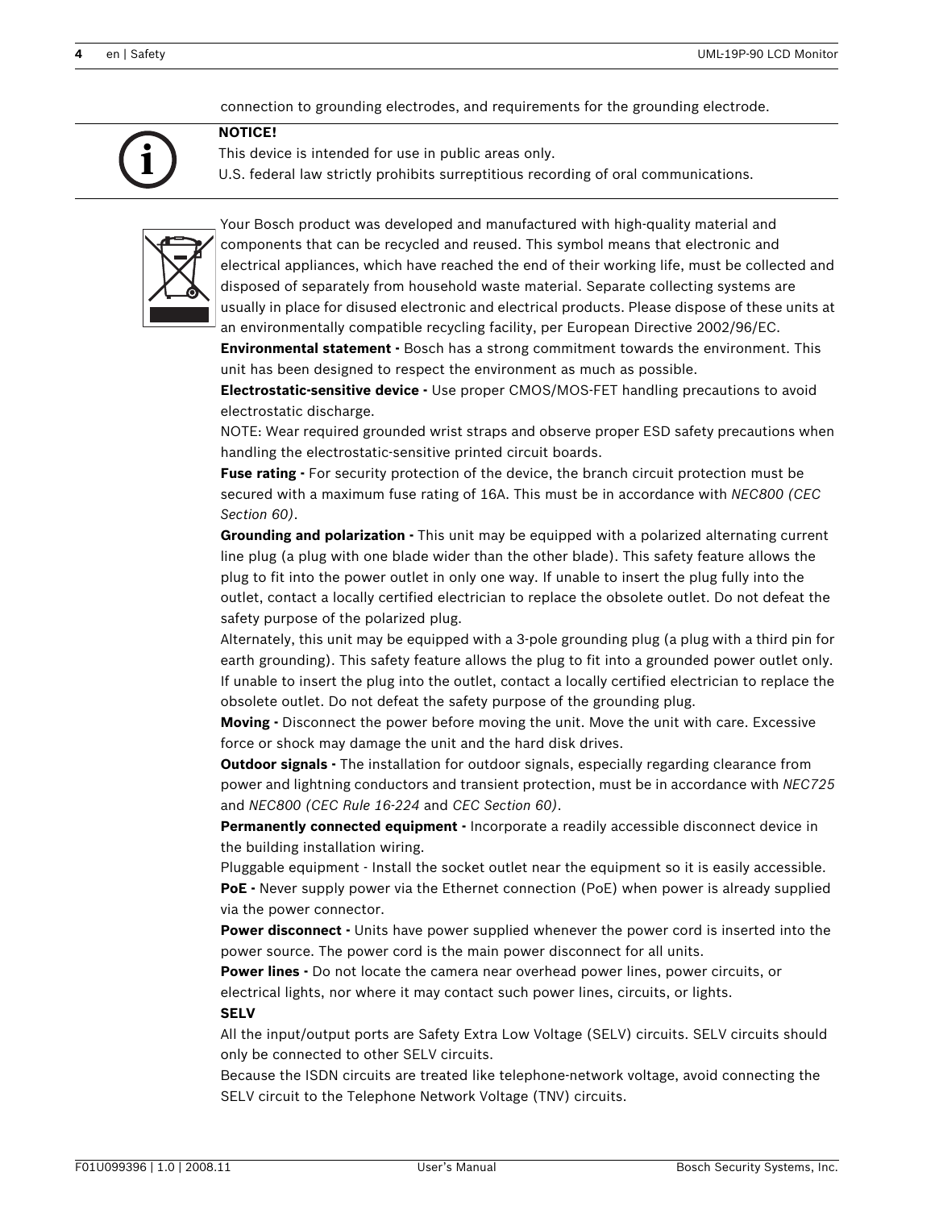connection to grounding electrodes, and requirements for the grounding electrode.

**NOTICE!**
This device is intended for use in public areas only.
U.S. federal law strictly prohibits surreptitious recording of oral communications.

Your Bosch product was developed and manufactured with high-quality material and components that can be recycled and reused. This symbol means that electronic and electrical appliances, which have reached the end of their working life, must be collected and disposed of separately from household waste material. Separate collecting systems are usually in place for disused electronic and electrical products. Please dispose of these units at an environmentally compatible recycling facility, per European Directive 2002/96/EC.

**Environmental statement -** Bosch has a strong commitment towards the environment. This unit has been designed to respect the environment as much as possible.

**Electrostatic-sensitive device -** Use proper CMOS/MOS-FET handling precautions to avoid electrostatic discharge.

NOTE: Wear required grounded wrist straps and observe proper ESD safety precautions when handling the electrostatic-sensitive printed circuit boards.

**Fuse rating -** For security protection of the device, the branch circuit protection must be secured with a maximum fuse rating of 16A. This must be in accordance with *NEC800 (CEC Section 60)*.

**Grounding and polarization -** This unit may be equipped with a polarized alternating current line plug (a plug with one blade wider than the other blade). This safety feature allows the plug to fit into the power outlet in only one way. If unable to insert the plug fully into the outlet, contact a locally certified electrician to replace the obsolete outlet. Do not defeat the safety purpose of the polarized plug.

Alternately, this unit may be equipped with a 3-pole grounding plug (a plug with a third pin for earth grounding). This safety feature allows the plug to fit into a grounded power outlet only. If unable to insert the plug into the outlet, contact a locally certified electrician to replace the obsolete outlet. Do not defeat the safety purpose of the grounding plug.

**Moving -** Disconnect the power before moving the unit. Move the unit with care. Excessive force or shock may damage the unit and the hard disk drives.

**Outdoor signals -** The installation for outdoor signals, especially regarding clearance from power and lightning conductors and transient protection, must be in accordance with *NEC725* and *NEC800 (CEC Rule 16-224* and *CEC Section 60)*.

**Permanently connected equipment -** Incorporate a readily accessible disconnect device in the building installation wiring.

Pluggable equipment - Install the socket outlet near the equipment so it is easily accessible.

**PoE -** Never supply power via the Ethernet connection (PoE) when power is already supplied via the power connector.

**Power disconnect -** Units have power supplied whenever the power cord is inserted into the power source. The power cord is the main power disconnect for all units.

**Power lines -** Do not locate the camera near overhead power lines, power circuits, or electrical lights, nor where it may contact such power lines, circuits, or lights.

**SELV**

All the input/output ports are Safety Extra Low Voltage (SELV) circuits. SELV circuits should only be connected to other SELV circuits.

Because the ISDN circuits are treated like telephone-network voltage, avoid connecting the SELV circuit to the Telephone Network Voltage (TNV) circuits.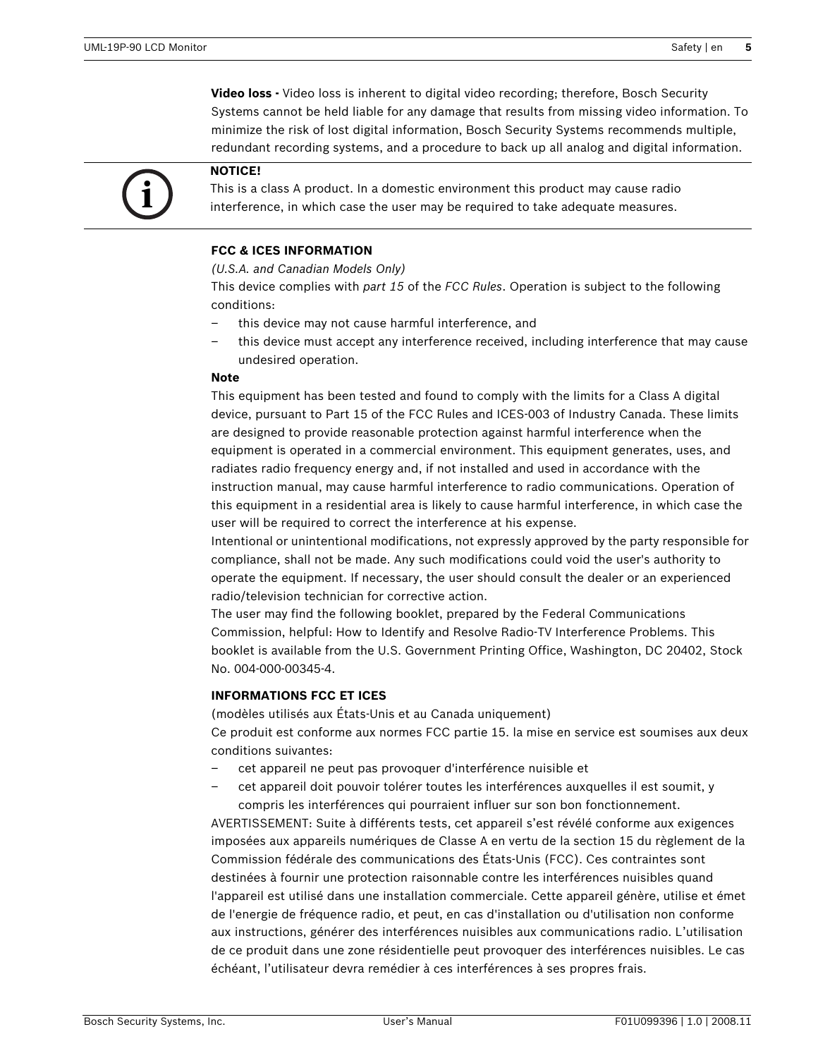**Video loss -** Video loss is inherent to digital video recording; therefore, Bosch Security Systems cannot be held liable for any damage that results from missing video information. To minimize the risk of lost digital information, Bosch Security Systems recommends multiple, redundant recording systems, and a procedure to back up all analog and digital information.

**NOTICE!**
This is a class A product. In a domestic environment this product may cause radio interference, in which case the user may be required to take adequate measures.

**FCC & ICES INFORMATION**

*(U.S.A. and Canadian Models Only)*

This device complies with *part 15* of the *FCC Rules*. Operation is subject to the following conditions:

– this device may not cause harmful interference, and
– this device must accept any interference received, including interference that may cause undesired operation.

**Note**

This equipment has been tested and found to comply with the limits for a Class A digital device, pursuant to Part 15 of the FCC Rules and ICES-003 of Industry Canada. These limits are designed to provide reasonable protection against harmful interference when the equipment is operated in a commercial environment. This equipment generates, uses, and radiates radio frequency energy and, if not installed and used in accordance with the instruction manual, may cause harmful interference to radio communications. Operation of this equipment in a residential area is likely to cause harmful interference, in which case the user will be required to correct the interference at his expense.

Intentional or unintentional modifications, not expressly approved by the party responsible for compliance, shall not be made. Any such modifications could void the user's authority to operate the equipment. If necessary, the user should consult the dealer or an experienced radio/television technician for corrective action.

The user may find the following booklet, prepared by the Federal Communications Commission, helpful: How to Identify and Resolve Radio-TV Interference Problems. This booklet is available from the U.S. Government Printing Office, Washington, DC 20402, Stock No. 004-000-00345-4.

**INFORMATIONS FCC ET ICES**

(modèles utilisés aux États-Unis et au Canada uniquement)

Ce produit est conforme aux normes FCC partie 15. la mise en service est soumises aux deux conditions suivantes:

– cet appareil ne peut pas provoquer d'interférence nuisible et
– cet appareil doit pouvoir tolérer toutes les interférences auxquelles il est soumit, y compris les interférences qui pourraient influer sur son bon fonctionnement.

AVERTISSEMENT: Suite à différents tests, cet appareil s’est révélé conforme aux exigences imposées aux appareils numériques de Classe A en vertu de la section 15 du règlement de la Commission fédérale des communications des États-Unis (FCC). Ces contraintes sont destinées à fournir une protection raisonnable contre les interférences nuisibles quand l'appareil est utilisé dans une installation commerciale. Cette appareil génère, utilise et émet de l'energie de fréquence radio, et peut, en cas d'installation ou d'utilisation non conforme aux instructions, générer des interférences nuisibles aux communications radio. L’utilisation de ce produit dans une zone résidentielle peut provoquer des interférences nuisibles. Le cas échéant, l’utilisateur devra remédier à ces interférences à ses propres frais.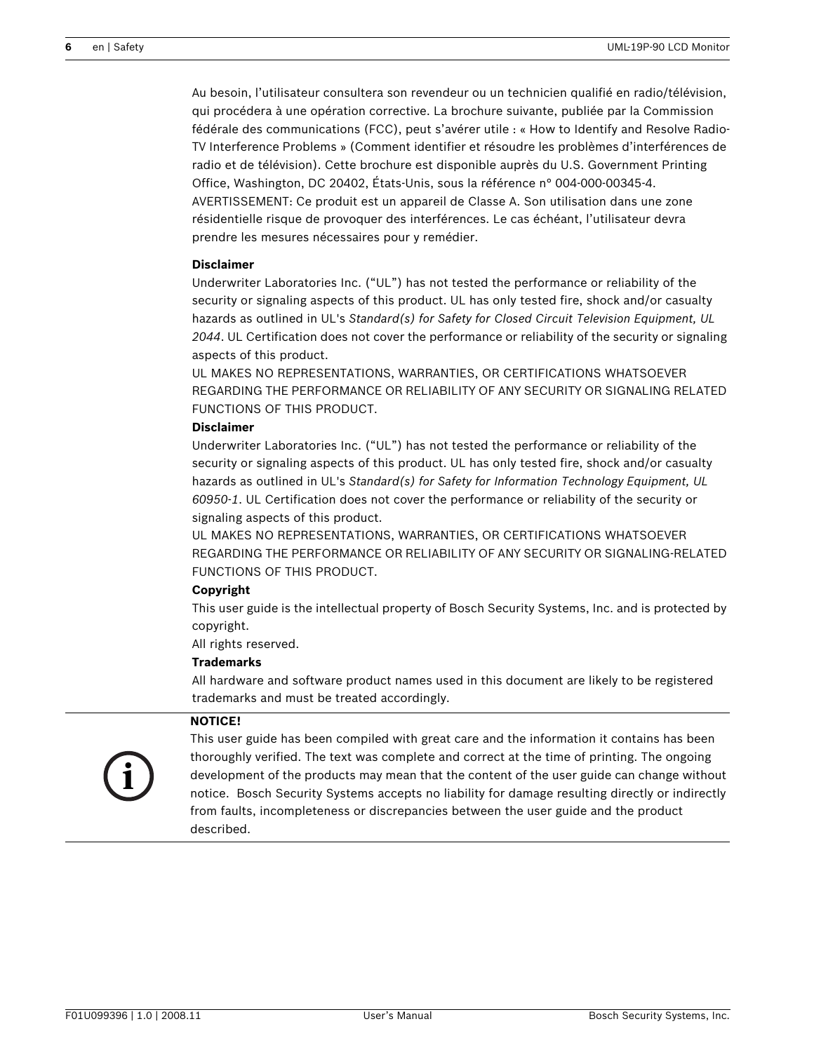Au besoin, l'utilisateur consultera son revendeur ou un technicien qualifié en radio/télévision, qui procédera à une opération corrective. La brochure suivante, publiée par la Commission fédérale des communications (FCC), peut s'avérer utile : « How to Identify and Resolve Radio-TV Interference Problems » (Comment identifier et résoudre les problèmes d'interférences de radio et de télévision). Cette brochure est disponible auprès du U.S. Government Printing Office, Washington, DC 20402, États-Unis, sous la référence n° 004-000-00345-4.
AVERTISSEMENT: Ce produit est un appareil de Classe A. Son utilisation dans une zone résidentielle risque de provoquer des interférences. Le cas échéant, l'utilisateur devra prendre les mesures nécessaires pour y remédier.

**Disclaimer**

Underwriter Laboratories Inc. ("UL") has not tested the performance or reliability of the security or signaling aspects of this product. UL has only tested fire, shock and/or casualty hazards as outlined in UL's *Standard(s) for Safety for Closed Circuit Television Equipment, UL 2044*. UL Certification does not cover the performance or reliability of the security or signaling aspects of this product.
UL MAKES NO REPRESENTATIONS, WARRANTIES, OR CERTIFICATIONS WHATSOEVER REGARDING THE PERFORMANCE OR RELIABILITY OF ANY SECURITY OR SIGNALING RELATED FUNCTIONS OF THIS PRODUCT.

**Disclaimer**

Underwriter Laboratories Inc. ("UL") has not tested the performance or reliability of the security or signaling aspects of this product. UL has only tested fire, shock and/or casualty hazards as outlined in UL's *Standard(s) for Safety for Information Technology Equipment, UL 60950-1*. UL Certification does not cover the performance or reliability of the security or signaling aspects of this product.
UL MAKES NO REPRESENTATIONS, WARRANTIES, OR CERTIFICATIONS WHATSOEVER REGARDING THE PERFORMANCE OR RELIABILITY OF ANY SECURITY OR SIGNALING-RELATED FUNCTIONS OF THIS PRODUCT.

**Copyright**

This user guide is the intellectual property of Bosch Security Systems, Inc. and is protected by copyright.
All rights reserved.

**Trademarks**

All hardware and software product names used in this document are likely to be registered trademarks and must be treated accordingly.

**NOTICE!**

This user guide has been compiled with great care and the information it contains has been thoroughly verified. The text was complete and correct at the time of printing. The ongoing development of the products may mean that the content of the user guide can change without notice. Bosch Security Systems accepts no liability for damage resulting directly or indirectly from faults, incompleteness or discrepancies between the user guide and the product described.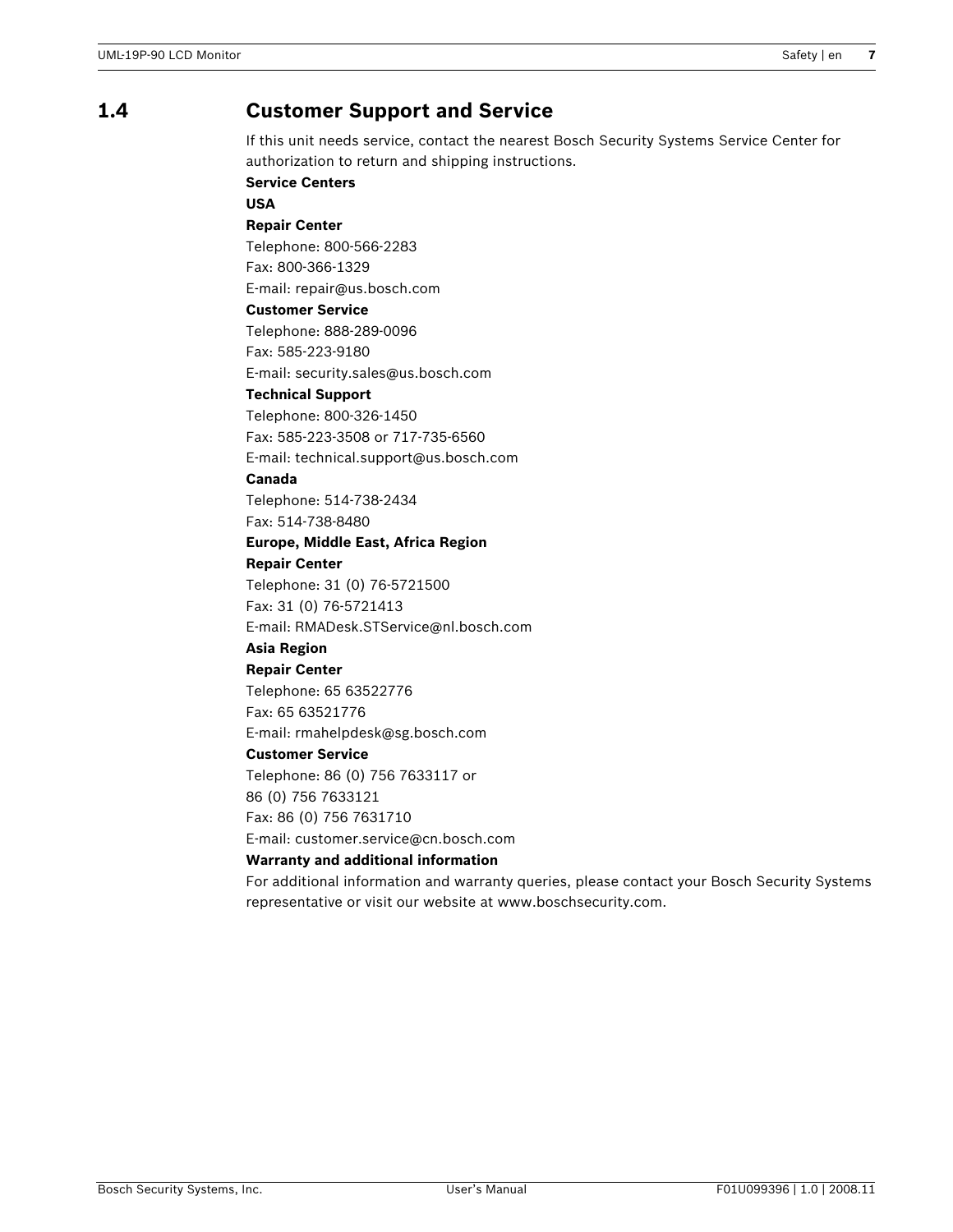## 1.4 Customer Support and Service

If this unit needs service, contact the nearest Bosch Security Systems Service Center for authorization to return and shipping instructions.

**Service Centers**

**USA**

**Repair Center**

Telephone: 800-566-2283

Fax: 800-366-1329

E-mail: repair@us.bosch.com

**Customer Service**

Telephone: 888-289-0096

Fax: 585-223-9180

E-mail: security.sales@us.bosch.com

**Technical Support**

Telephone: 800-326-1450

Fax: 585-223-3508 or 717-735-6560

E-mail: technical.support@us.bosch.com

**Canada**

Telephone: 514-738-2434

Fax: 514-738-8480

**Europe, Middle East, Africa Region**

**Repair Center**

Telephone: 31 (0) 76-5721500

Fax: 31 (0) 76-5721413

E-mail: RMADesk.STService@nl.bosch.com

**Asia Region**

**Repair Center**

Telephone: 65 63522776

Fax: 65 63521776

E-mail: rmahelpdesk@sg.bosch.com

**Customer Service**

Telephone: 86 (0) 756 7633117 or
86 (0) 756 7633121

Fax: 86 (0) 756 7631710

E-mail: customer.service@cn.bosch.com

**Warranty and additional information**

For additional information and warranty queries, please contact your Bosch Security Systems representative or visit our website at www.boschsecurity.com.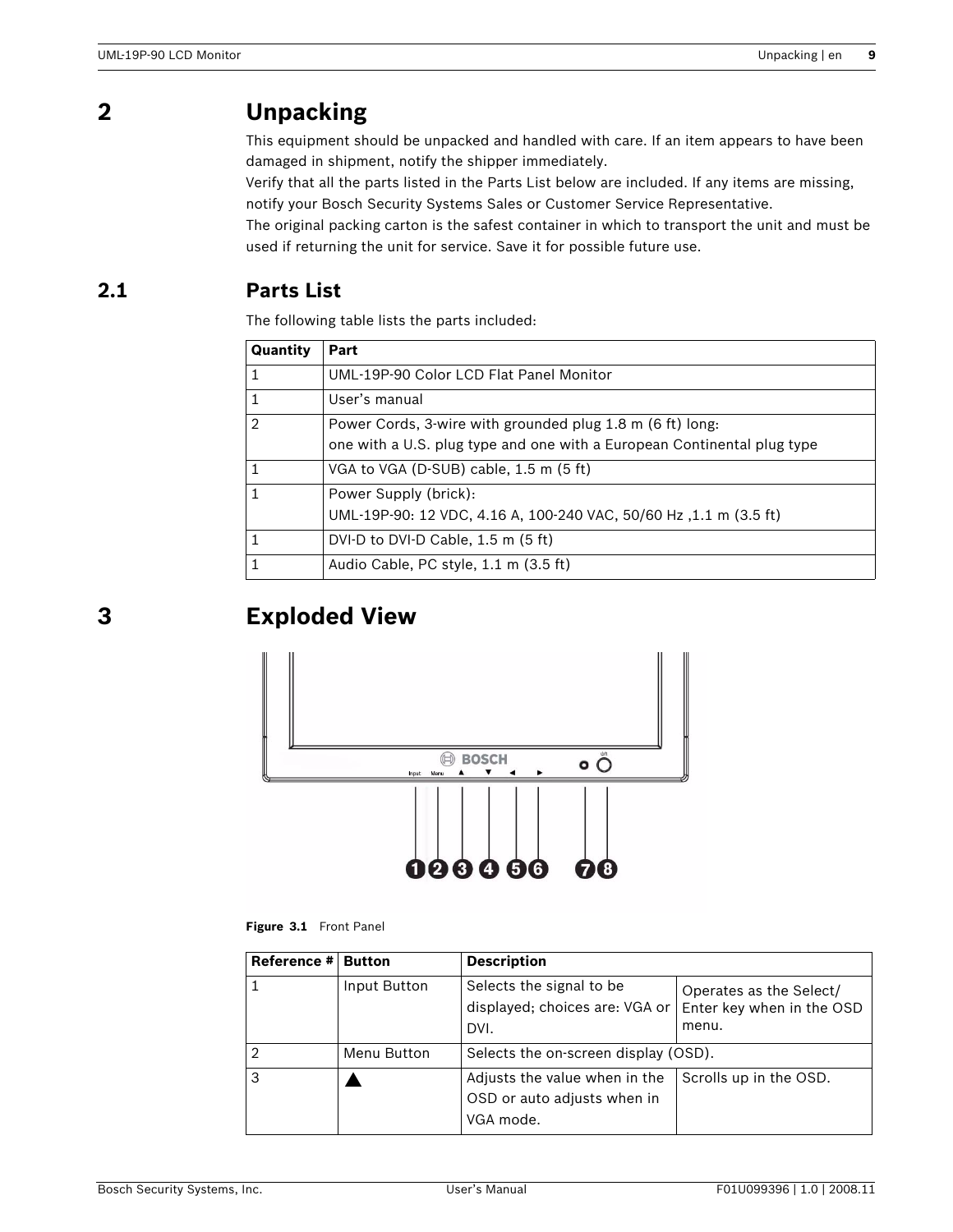# 2 Unpacking

This equipment should be unpacked and handled with care. If an item appears to have been damaged in shipment, notify the shipper immediately.

Verify that all the parts listed in the Parts List below are included. If any items are missing, notify your Bosch Security Systems Sales or Customer Service Representative.

The original packing carton is the safest container in which to transport the unit and must be used if returning the unit for service. Save it for possible future use.

## 2.1 Parts List

The following table lists the parts included:

| Quantity | Part |
|---|---|
| 1 | UML-19P-90 Color LCD Flat Panel Monitor |
| 1 | User's manual |
| 2 | Power Cords, 3-wire with grounded plug 1.8 m (6 ft) long:<br>one with a U.S. plug type and one with a European Continental plug type |
| 1 | VGA to VGA (D-SUB) cable, 1.5 m (5 ft) |
| 1 | Power Supply (brick):<br>UML-19P-90: 12 VDC, 4.16 A, 100-240 VAC, 50/60 Hz ,1.1 m (3.5 ft) |
| 1 | DVI-D to DVI-D Cable, 1.5 m (5 ft) |
| 1 | Audio Cable, PC style, 1.1 m (3.5 ft) |

# 3 Exploded View

**Figure 3.1** Front Panel

| Reference # | Button | Description | |
|---|---|---|---|
| 1 | Input Button | Selects the signal to be displayed; choices are: VGA or DVI. | Operates as the Select/ Enter key when in the OSD menu. |
| 2 | Menu Button | Selects the on-screen display (OSD). | |
| 3 | ▲ | Adjusts the value when in the OSD or auto adjusts when in VGA mode. | Scrolls up in the OSD. |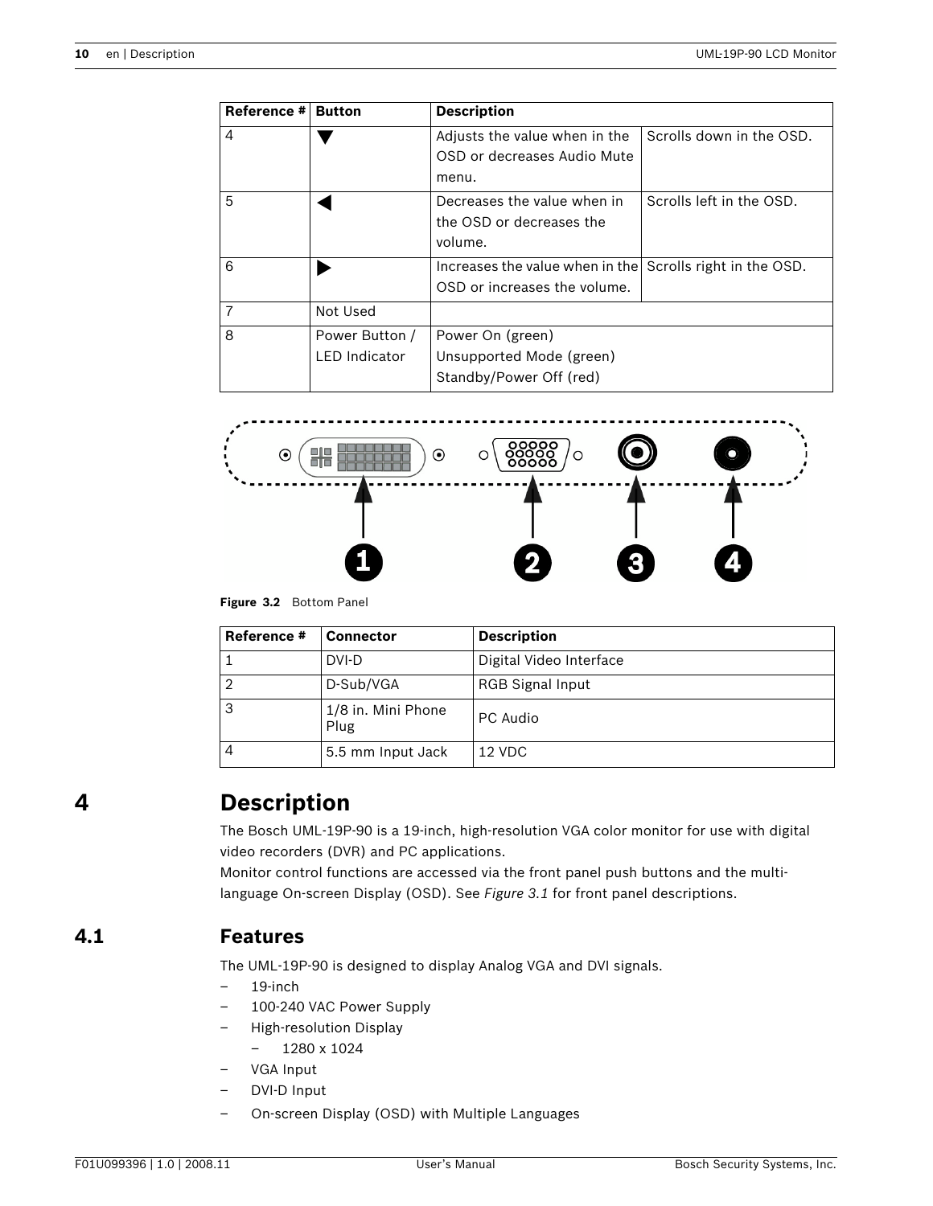| Reference # | Button | Description | |
|---|---|---|---|
| 4 | ▼ | Adjusts the value when in the OSD or decreases Audio Mute menu. | Scrolls down in the OSD. |
| 5 | ◀ | Decreases the value when in the OSD or decreases the volume. | Scrolls left in the OSD. |
| 6 | ▶ | Increases the value when in the OSD or increases the volume. | Scrolls right in the OSD. |
| 7 | Not Used | | |
| 8 | Power Button / LED Indicator | Power On (green)<br>Unsupported Mode (green)<br>Standby/Power Off (red) | |

**Figure 3.2** Bottom Panel

| Reference # | Connector | Description |
|---|---|---|
| 1 | DVI-D | Digital Video Interface |
| 2 | D-Sub/VGA | RGB Signal Input |
| 3 | 1/8 in. Mini Phone Plug | PC Audio |
| 4 | 5.5 mm Input Jack | 12 VDC |

# 4 Description

The Bosch UML-19P-90 is a 19-inch, high-resolution VGA color monitor for use with digital video recorders (DVR) and PC applications.
Monitor control functions are accessed via the front panel push buttons and the multi-language On-screen Display (OSD). See *Figure 3.1* for front panel descriptions.

## 4.1 Features

The UML-19P-90 is designed to display Analog VGA and DVI signals.

- 19-inch
- 100-240 VAC Power Supply
- High-resolution Display
  - 1280 x 1024
- VGA Input
- DVI-D Input
- On-screen Display (OSD) with Multiple Languages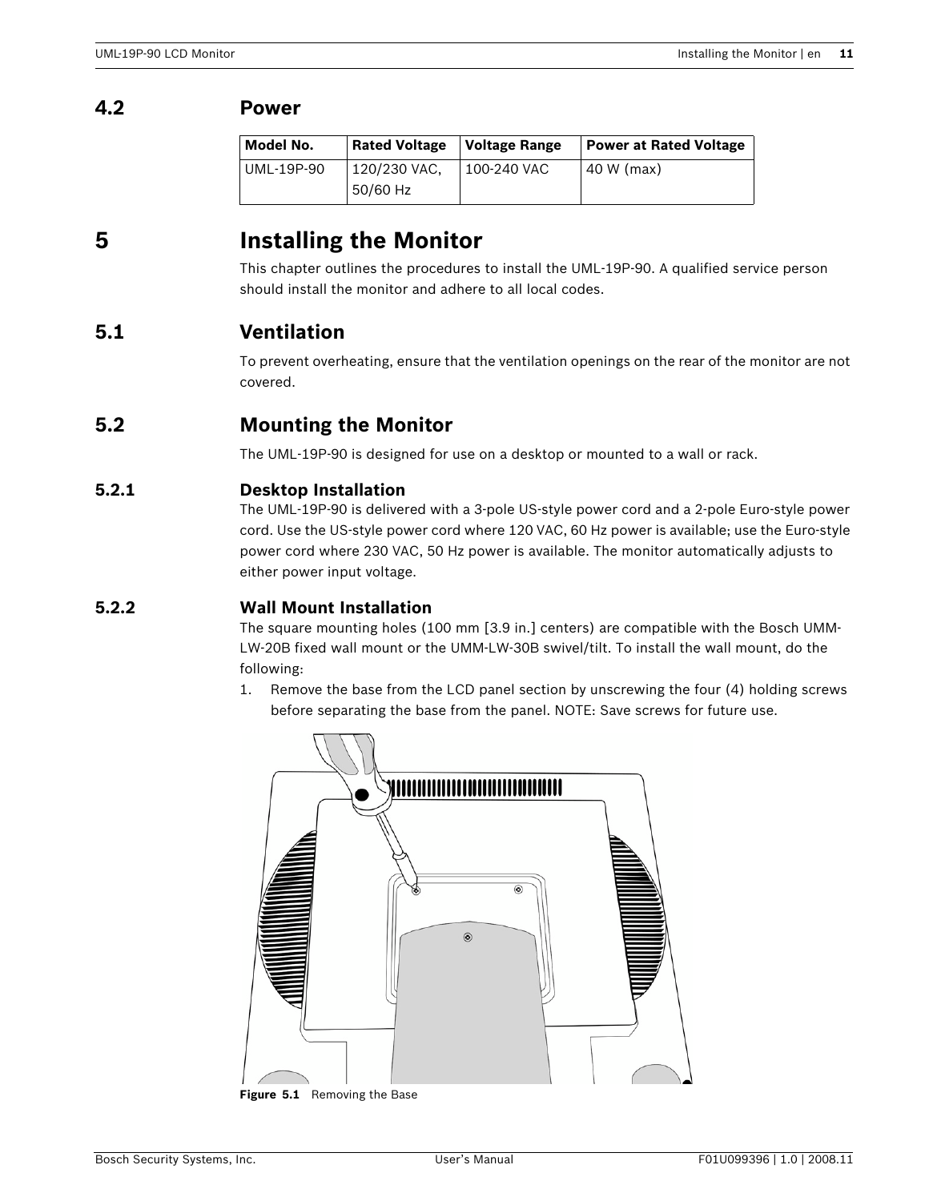## 4.2 Power

| Model No. | Rated Voltage | Voltage Range | Power at Rated Voltage |
|---|---|---|---|
| UML-19P-90 | 120/230 VAC, 50/60 Hz | 100-240 VAC | 40 W (max) |

# 5 Installing the Monitor

This chapter outlines the procedures to install the UML-19P-90. A qualified service person should install the monitor and adhere to all local codes.

## 5.1 Ventilation

To prevent overheating, ensure that the ventilation openings on the rear of the monitor are not covered.

## 5.2 Mounting the Monitor

The UML-19P-90 is designed for use on a desktop or mounted to a wall or rack.

### 5.2.1 Desktop Installation

The UML-19P-90 is delivered with a 3-pole US-style power cord and a 2-pole Euro-style power cord. Use the US-style power cord where 120 VAC, 60 Hz power is available; use the Euro-style power cord where 230 VAC, 50 Hz power is available. The monitor automatically adjusts to either power input voltage.

### 5.2.2 Wall Mount Installation

The square mounting holes (100 mm [3.9 in.] centers) are compatible with the Bosch UMM-LW-20B fixed wall mount or the UMM-LW-30B swivel/tilt. To install the wall mount, do the following:

1. Remove the base from the LCD panel section by unscrewing the four (4) holding screws before separating the base from the panel. NOTE: Save screws for future use.

**Figure 5.1** Removing the Base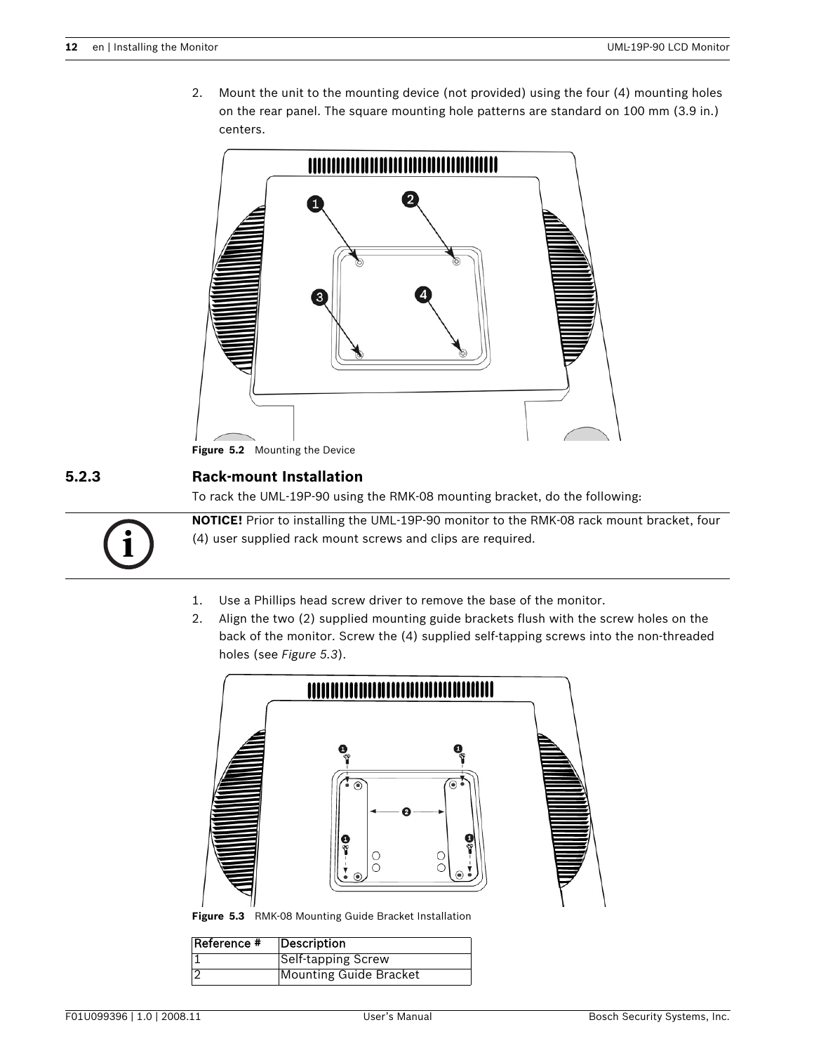2. Mount the unit to the mounting device (not provided) using the four (4) mounting holes on the rear panel. The square mounting hole patterns are standard on 100 mm (3.9 in.) centers.

Figure 5.2 Mounting the Device

### 5.2.3 Rack-mount Installation

To rack the UML-19P-90 using the RMK-08 mounting bracket, do the following:

**NOTICE!** Prior to installing the UML-19P-90 monitor to the RMK-08 rack mount bracket, four (4) user supplied rack mount screws and clips are required.

1. Use a Phillips head screw driver to remove the base of the monitor.
2. Align the two (2) supplied mounting guide brackets flush with the screw holes on the back of the monitor. Screw the (4) supplied self-tapping screws into the non-threaded holes (see *Figure 5.3*).

Figure 5.3 RMK-08 Mounting Guide Bracket Installation

| Reference # | Description |
| --- | --- |
| 1 | Self-tapping Screw |
| 2 | Mounting Guide Bracket |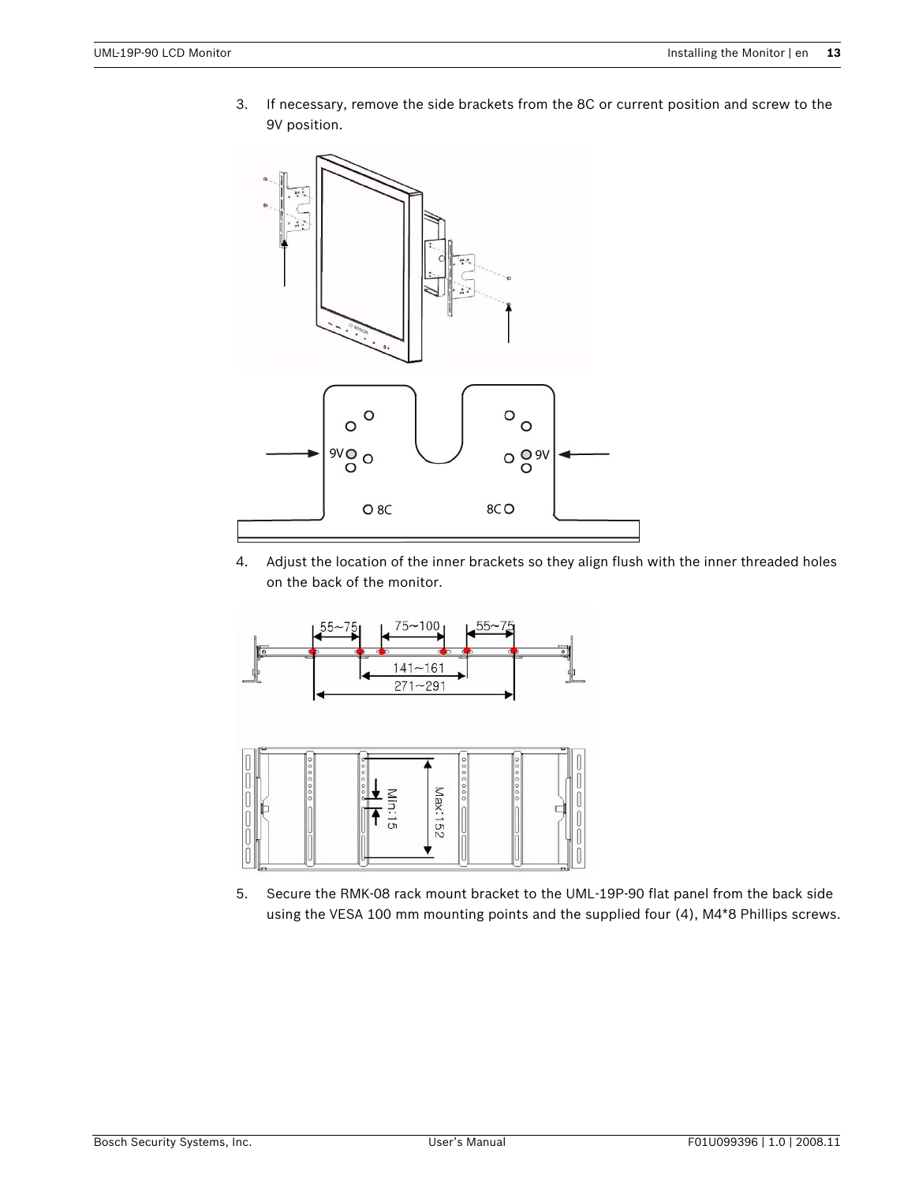3. If necessary, remove the side brackets from the 8C or current position and screw to the 9V position.

4. Adjust the location of the inner brackets so they align flush with the inner threaded holes on the back of the monitor.

5. Secure the RMK-08 rack mount bracket to the UML-19P-90 flat panel from the back side using the VESA 100 mm mounting points and the supplied four (4), M4*8 Phillips screws.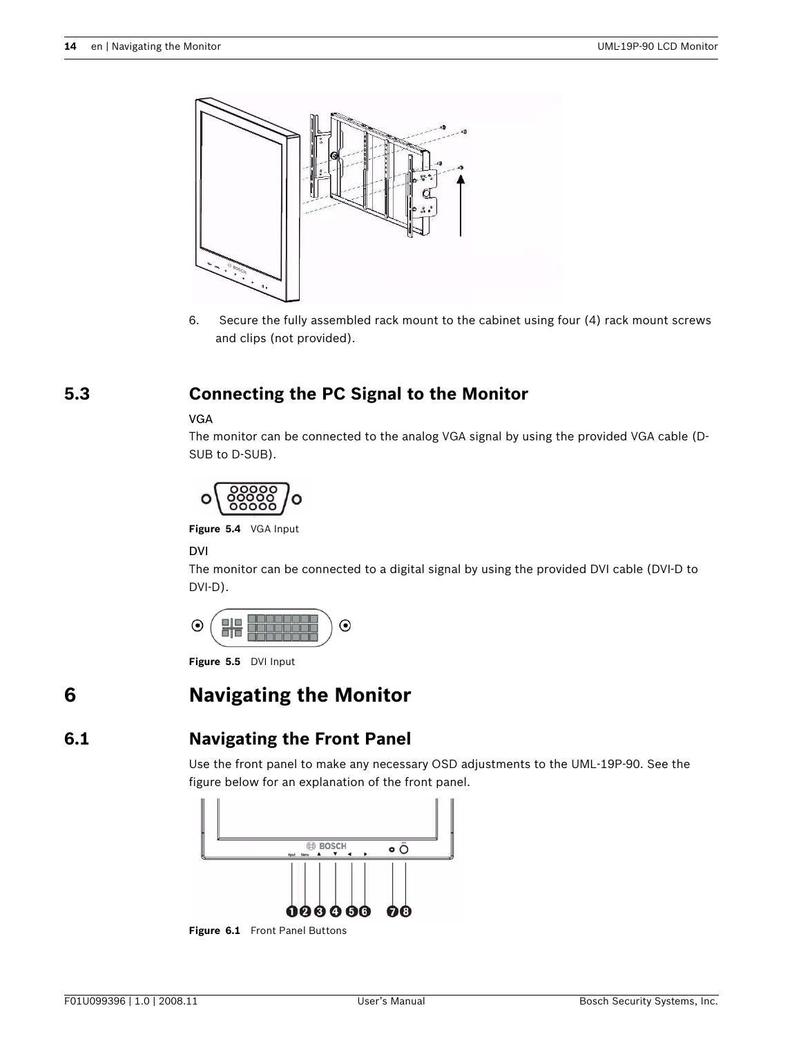6. Secure the fully assembled rack mount to the cabinet using four (4) rack mount screws and clips (not provided).

## 5.3 Connecting the PC Signal to the Monitor

**VGA**

The monitor can be connected to the analog VGA signal by using the provided VGA cable (D-SUB to D-SUB).

**Figure 5.4** VGA Input

**DVI**

The monitor can be connected to a digital signal by using the provided DVI cable (DVI-D to DVI-D).

**Figure 5.5** DVI Input

# 6 Navigating the Monitor

## 6.1 Navigating the Front Panel

Use the front panel to make any necessary OSD adjustments to the UML-19P-90. See the figure below for an explanation of the front panel.

**Figure 6.1** Front Panel Buttons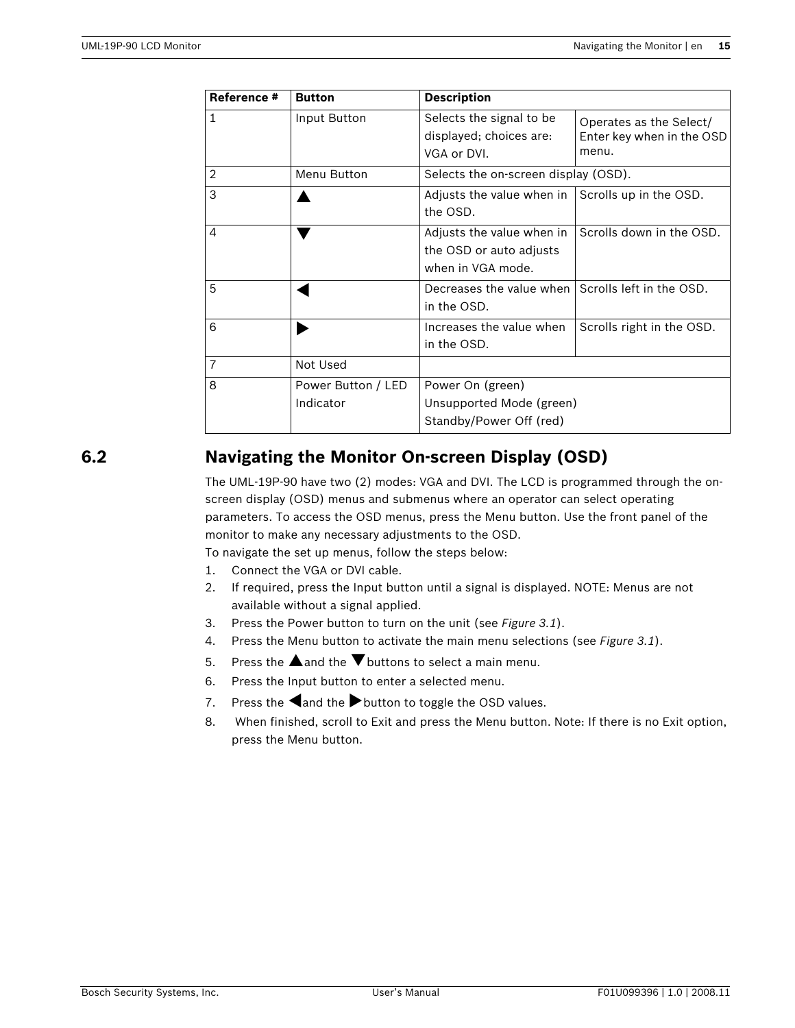| Reference # | Button | Description | |
|---|---|---|---|
| 1 | Input Button | Selects the signal to be displayed; choices are: VGA or DVI. | Operates as the Select/ Enter key when in the OSD menu. |
| 2 | Menu Button | Selects the on-screen display (OSD). | |
| 3 | ▲ | Adjusts the value when in the OSD. | Scrolls up in the OSD. |
| 4 | ▼ | Adjusts the value when in the OSD or auto adjusts when in VGA mode. | Scrolls down in the OSD. |
| 5 | ◀ | Decreases the value when in the OSD. | Scrolls left in the OSD. |
| 6 | ▶ | Increases the value when in the OSD. | Scrolls right in the OSD. |
| 7 | Not Used | | |
| 8 | Power Button / LED Indicator | Power On (green)<br>Unsupported Mode (green)<br>Standby/Power Off (red) | |

## 6.2 Navigating the Monitor On-screen Display (OSD)

The UML-19P-90 have two (2) modes: VGA and DVI. The LCD is programmed through the on-screen display (OSD) menus and submenus where an operator can select operating parameters. To access the OSD menus, press the Menu button. Use the front panel of the monitor to make any necessary adjustments to the OSD.

To navigate the set up menus, follow the steps below:

1. Connect the VGA or DVI cable.
2. If required, press the Input button until a signal is displayed. NOTE: Menus are not available without a signal applied.
3. Press the Power button to turn on the unit (see *Figure 3.1*).
4. Press the Menu button to activate the main menu selections (see *Figure 3.1*).
5. Press the ▲and the ▼buttons to select a main menu.
6. Press the Input button to enter a selected menu.
7. Press the ◀and the ▶button to toggle the OSD values.
8. When finished, scroll to Exit and press the Menu button. Note: If there is no Exit option, press the Menu button.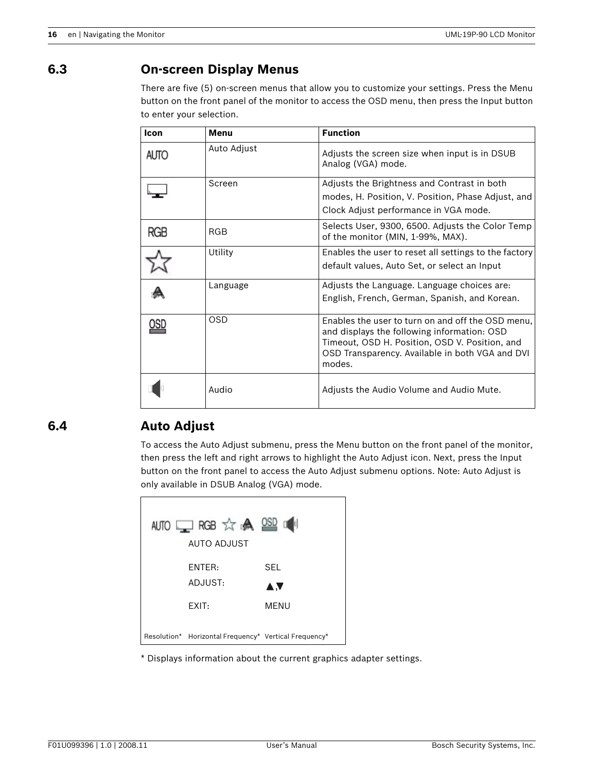## 6.3 On-screen Display Menus

There are five (5) on-screen menus that allow you to customize your settings. Press the Menu button on the front panel of the monitor to access the OSD menu, then press the Input button to enter your selection.

| Icon | Menu | Function |
|---|---|---|
| AUTO | Auto Adjust | Adjusts the screen size when input is in DSUB Analog (VGA) mode. |
| | Screen | Adjusts the Brightness and Contrast in both modes, H. Position, V. Position, Phase Adjust, and Clock Adjust performance in VGA mode. |
| RGB | RGB | Selects User, 9300, 6500. Adjusts the Color Temp of the monitor (MIN, 1-99%, MAX). |
| | Utility | Enables the user to reset all settings to the factory default values, Auto Set, or select an Input |
| | Language | Adjusts the Language. Language choices are: English, French, German, Spanish, and Korean. |
| OSD | OSD | Enables the user to turn on and off the OSD menu, and displays the following information: OSD Timeout, OSD H. Position, OSD V. Position, and OSD Transparency. Available in both VGA and DVI modes. |
| | Audio | Adjusts the Audio Volume and Audio Mute. |

## 6.4 Auto Adjust

To access the Auto Adjust submenu, press the Menu button on the front panel of the monitor, then press the left and right arrows to highlight the Auto Adjust icon. Next, press the Input button on the front panel to access the Auto Adjust submenu options. Note: Auto Adjust is only available in DSUB Analog (VGA) mode.

AUTO RGB OSD

AUTO ADJUST

| | |
|---|---|
| ENTER: | SEL |
| ADJUST: | ▲,▼ |
| EXIT: | MENU |

Resolution* Horizontal Frequency* Vertical Frequency*

* Displays information about the current graphics adapter settings.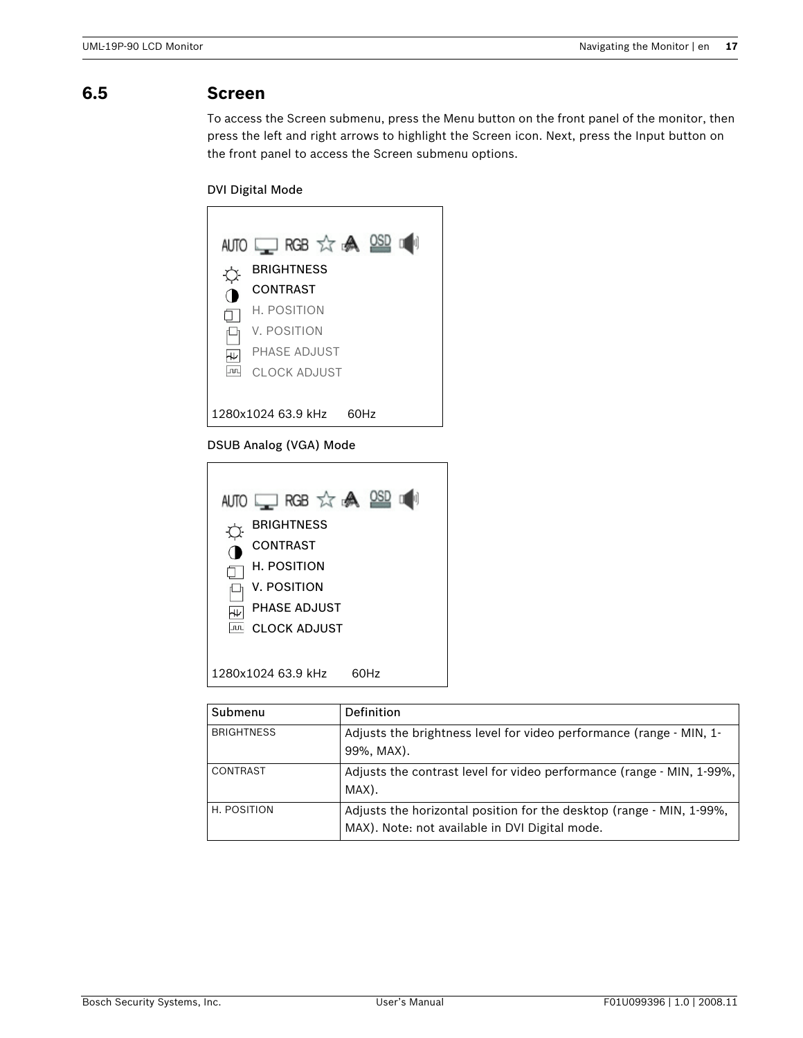## 6.5 Screen

To access the Screen submenu, press the Menu button on the front panel of the monitor, then press the left and right arrows to highlight the Screen icon. Next, press the Input button on the front panel to access the Screen submenu options.

DVI Digital Mode

AUTO RGB OSD

BRIGHTNESS
CONTRAST
H. POSITION
V. POSITION
PHASE ADJUST
CLOCK ADJUST

1280x1024 63.9 kHz 60Hz

DSUB Analog (VGA) Mode

AUTO RGB OSD

BRIGHTNESS
CONTRAST
H. POSITION
V. POSITION
PHASE ADJUST
CLOCK ADJUST

1280x1024 63.9 kHz 60Hz

| Submenu | Definition |
| --- | --- |
| BRIGHTNESS | Adjusts the brightness level for video performance (range - MIN, 1-99%, MAX). |
| CONTRAST | Adjusts the contrast level for video performance (range - MIN, 1-99%, MAX). |
| H. POSITION | Adjusts the horizontal position for the desktop (range - MIN, 1-99%, MAX). Note: not available in DVI Digital mode. |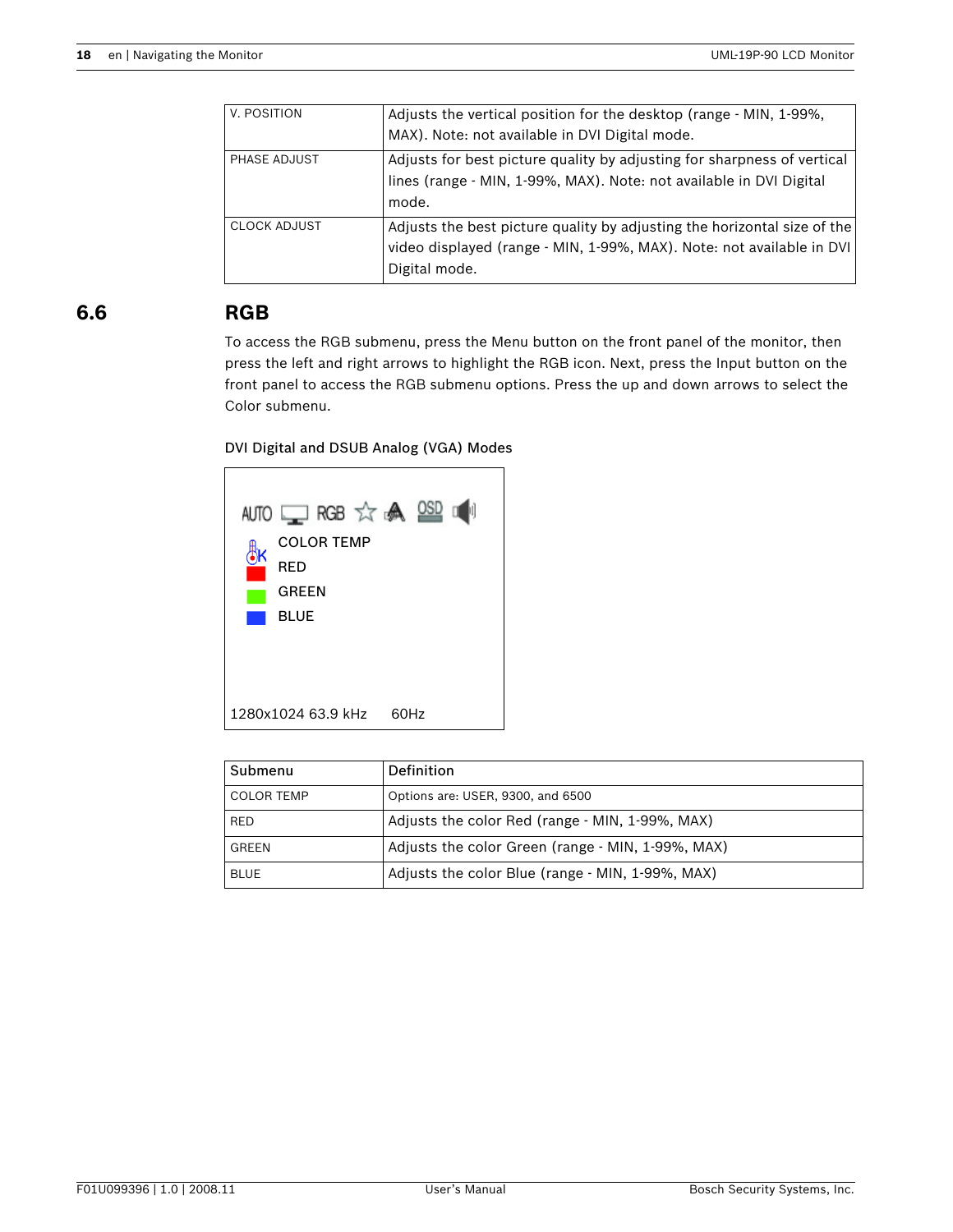| | |
|---|---|
| V. POSITION | Adjusts the vertical position for the desktop (range - MIN, 1-99%, MAX). Note: not available in DVI Digital mode. |
| PHASE ADJUST | Adjusts for best picture quality by adjusting for sharpness of vertical lines (range - MIN, 1-99%, MAX). Note: not available in DVI Digital mode. |
| CLOCK ADJUST | Adjusts the best picture quality by adjusting the horizontal size of the video displayed (range - MIN, 1-99%, MAX). Note: not available in DVI Digital mode. |

## 6.6 RGB

To access the RGB submenu, press the Menu button on the front panel of the monitor, then press the left and right arrows to highlight the RGB icon. Next, press the Input button on the front panel to access the RGB submenu options. Press the up and down arrows to select the Color submenu.

DVI Digital and DSUB Analog (VGA) Modes

AUTO RGB OSD

COLOR TEMP
RED
GREEN
BLUE

1280x1024 63.9 kHz 60Hz

| Submenu | Definition |
|---|---|
| COLOR TEMP | Options are: USER, 9300, and 6500 |
| RED | Adjusts the color Red (range - MIN, 1-99%, MAX) |
| GREEN | Adjusts the color Green (range - MIN, 1-99%, MAX) |
| BLUE | Adjusts the color Blue (range - MIN, 1-99%, MAX) |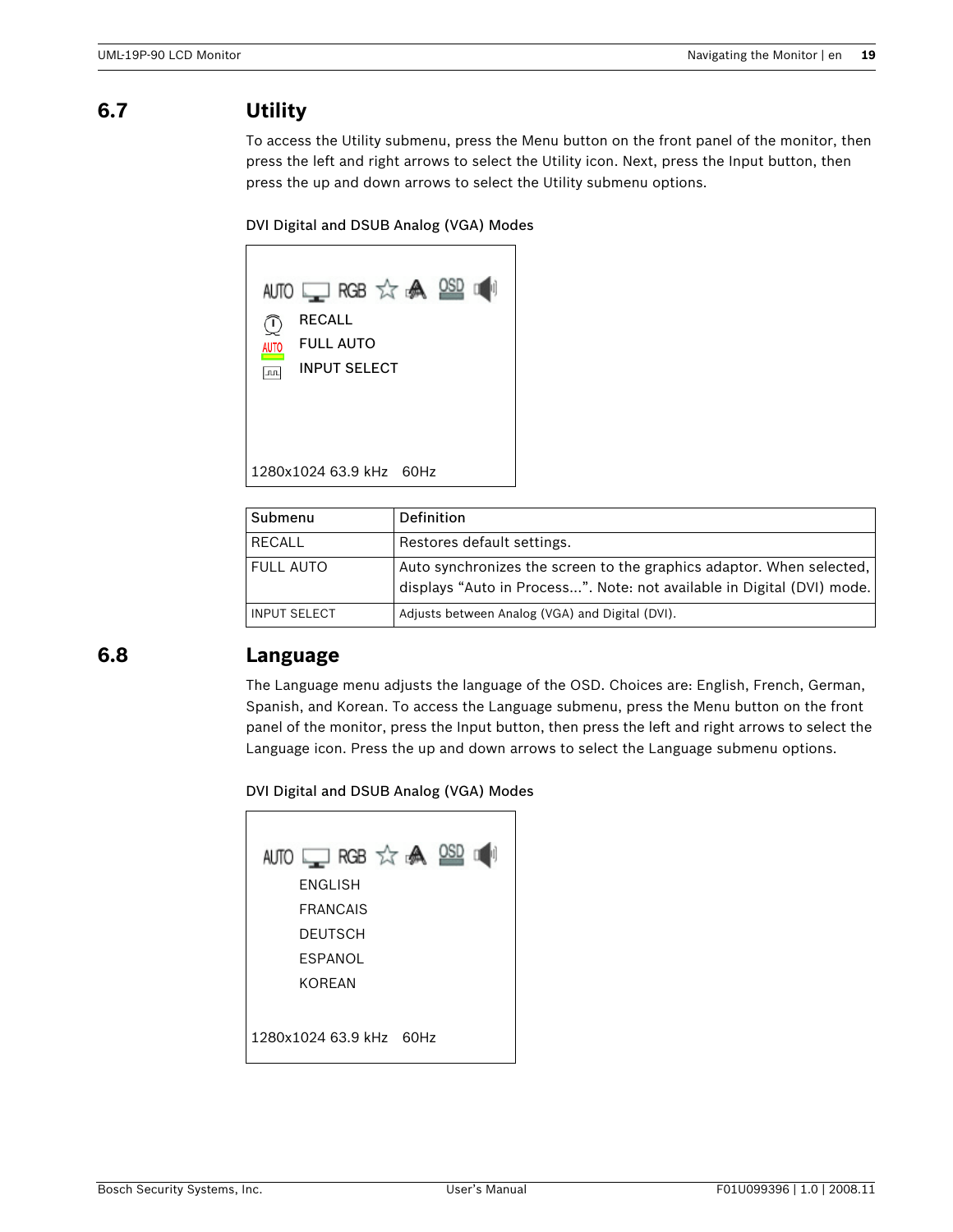## 6.7 Utility

To access the Utility submenu, press the Menu button on the front panel of the monitor, then press the left and right arrows to select the Utility icon. Next, press the Input button, then press the up and down arrows to select the Utility submenu options.

DVI Digital and DSUB Analog (VGA) Modes

AUTO RGB OSD

RECALL
FULL AUTO
INPUT SELECT

1280x1024 63.9 kHz 60Hz

| Submenu | Definition |
|---|---|
| RECALL | Restores default settings. |
| FULL AUTO | Auto synchronizes the screen to the graphics adaptor. When selected, displays “Auto in Process...”. Note: not available in Digital (DVI) mode. |
| INPUT SELECT | Adjusts between Analog (VGA) and Digital (DVI). |

## 6.8 Language

The Language menu adjusts the language of the OSD. Choices are: English, French, German, Spanish, and Korean. To access the Language submenu, press the Menu button on the front panel of the monitor, press the Input button, then press the left and right arrows to select the Language icon. Press the up and down arrows to select the Language submenu options.

DVI Digital and DSUB Analog (VGA) Modes

AUTO RGB OSD

ENGLISH
FRANCAIS
DEUTSCH
ESPANOL
KOREAN

1280x1024 63.9 kHz 60Hz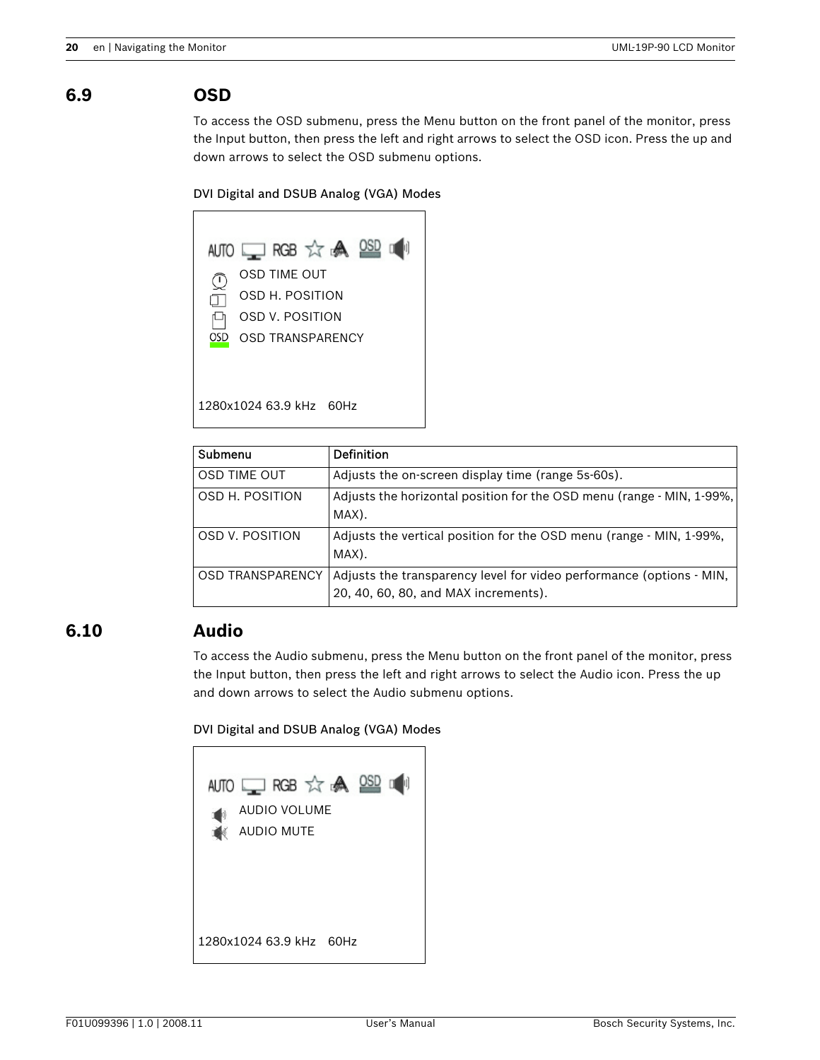## 6.9 OSD

To access the OSD submenu, press the Menu button on the front panel of the monitor, press the Input button, then press the left and right arrows to select the OSD icon. Press the up and down arrows to select the OSD submenu options.

**DVI Digital and DSUB Analog (VGA) Modes**

AUTO RGB OSD

OSD TIME OUT
OSD H. POSITION
OSD V. POSITION
OSD TRANSPARENCY

1280x1024 63.9 kHz 60Hz

| Submenu | Definition |
| --- | --- |
| OSD TIME OUT | Adjusts the on-screen display time (range 5s-60s). |
| OSD H. POSITION | Adjusts the horizontal position for the OSD menu (range - MIN, 1-99%, MAX). |
| OSD V. POSITION | Adjusts the vertical position for the OSD menu (range - MIN, 1-99%, MAX). |
| OSD TRANSPARENCY | Adjusts the transparency level for video performance (options - MIN, 20, 40, 60, 80, and MAX increments). |

## 6.10 Audio

To access the Audio submenu, press the Menu button on the front panel of the monitor, press the Input button, then press the left and right arrows to select the Audio icon. Press the up and down arrows to select the Audio submenu options.

**DVI Digital and DSUB Analog (VGA) Modes**

AUTO RGB OSD

AUDIO VOLUME
AUDIO MUTE

1280x1024 63.9 kHz 60Hz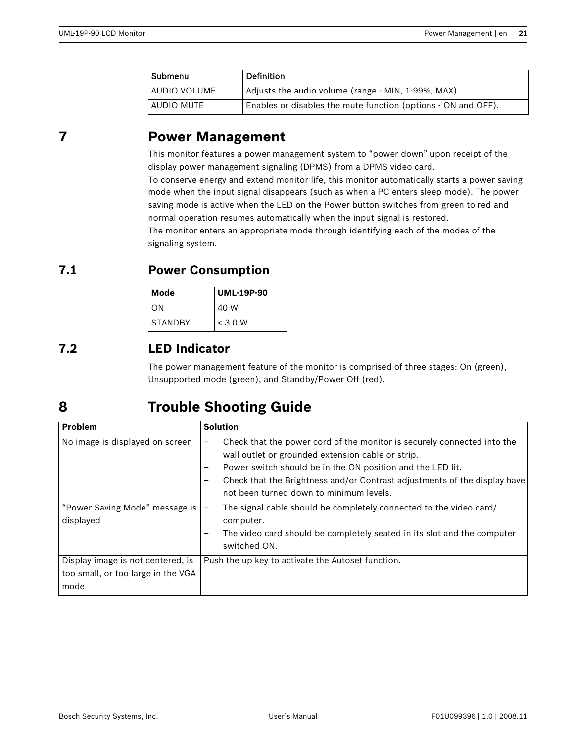| Submenu | Definition |
|---|---|
| AUDIO VOLUME | Adjusts the audio volume (range - MIN, 1-99%, MAX). |
| AUDIO MUTE | Enables or disables the mute function (options - ON and OFF). |

# 7 Power Management

This monitor features a power management system to “power down” upon receipt of the display power management signaling (DPMS) from a DPMS video card.
To conserve energy and extend monitor life, this monitor automatically starts a power saving mode when the input signal disappears (such as when a PC enters sleep mode). The power saving mode is active when the LED on the Power button switches from green to red and normal operation resumes automatically when the input signal is restored.
The monitor enters an appropriate mode through identifying each of the modes of the signaling system.

## 7.1 Power Consumption

| Mode | UML-19P-90 |
|---|---|
| ON | 40 W |
| STANDBY | < 3.0 W |

## 7.2 LED Indicator

The power management feature of the monitor is comprised of three stages: On (green), Unsupported mode (green), and Standby/Power Off (red).

# 8 Trouble Shooting Guide

| Problem | Solution |
|---|---|
| No image is displayed on screen | – Check that the power cord of the monitor is securely connected into the wall outlet or grounded extension cable or strip.<br>– Power switch should be in the ON position and the LED lit.<br>– Check that the Brightness and/or Contrast adjustments of the display have not been turned down to minimum levels. |
| “Power Saving Mode” message is displayed | – The signal cable should be completely connected to the video card/ computer.<br>– The video card should be completely seated in its slot and the computer switched ON. |
| Display image is not centered, is too small, or too large in the VGA mode | Push the up key to activate the Autoset function. |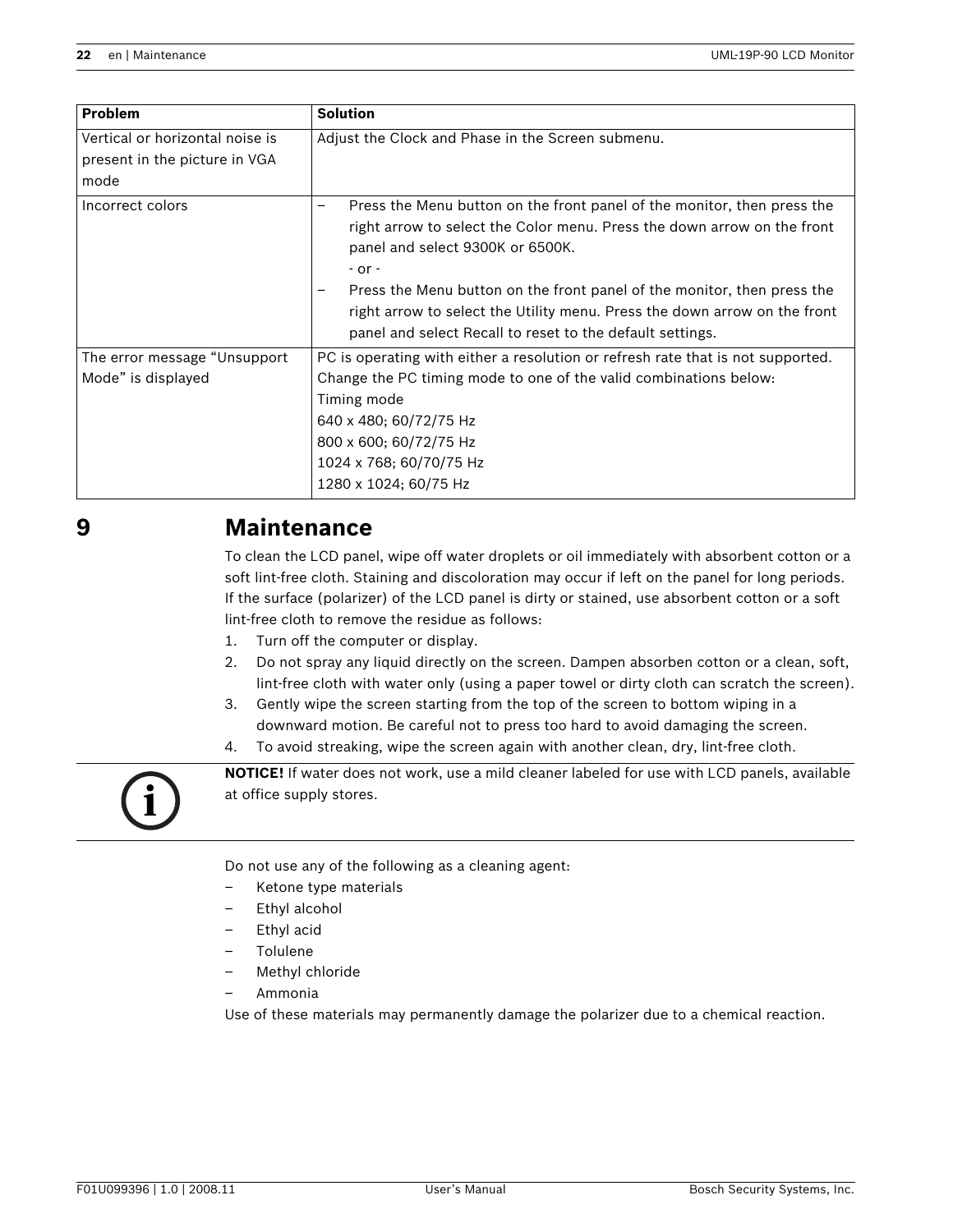| Problem | Solution |
| --- | --- |
| Vertical or horizontal noise is present in the picture in VGA mode | Adjust the Clock and Phase in the Screen submenu. |
| Incorrect colors | – Press the Menu button on the front panel of the monitor, then press the right arrow to select the Color menu. Press the down arrow on the front panel and select 9300K or 6500K.<br>- or -<br>– Press the Menu button on the front panel of the monitor, then press the right arrow to select the Utility menu. Press the down arrow on the front panel and select Recall to reset to the default settings. |
| The error message “Unsupport Mode” is displayed | PC is operating with either a resolution or refresh rate that is not supported. Change the PC timing mode to one of the valid combinations below:<br>Timing mode<br>640 x 480; 60/72/75 Hz<br>800 x 600; 60/72/75 Hz<br>1024 x 768; 60/70/75 Hz<br>1280 x 1024; 60/75 Hz |

# 9 Maintenance

To clean the LCD panel, wipe off water droplets or oil immediately with absorbent cotton or a soft lint-free cloth. Staining and discoloration may occur if left on the panel for long periods. If the surface (polarizer) of the LCD panel is dirty or stained, use absorbent cotton or a soft lint-free cloth to remove the residue as follows:

1. Turn off the computer or display.
2. Do not spray any liquid directly on the screen. Dampen absorben cotton or a clean, soft, lint-free cloth with water only (using a paper towel or dirty cloth can scratch the screen).
3. Gently wipe the screen starting from the top of the screen to bottom wiping in a downward motion. Be careful not to press too hard to avoid damaging the screen.
4. To avoid streaking, wipe the screen again with another clean, dry, lint-free cloth.

**NOTICE!** If water does not work, use a mild cleaner labeled for use with LCD panels, available at office supply stores.

Do not use any of the following as a cleaning agent:

- Ketone type materials
- Ethyl alcohol
- Ethyl acid
- Tolulene
- Methyl chloride
- Ammonia

Use of these materials may permanently damage the polarizer due to a chemical reaction.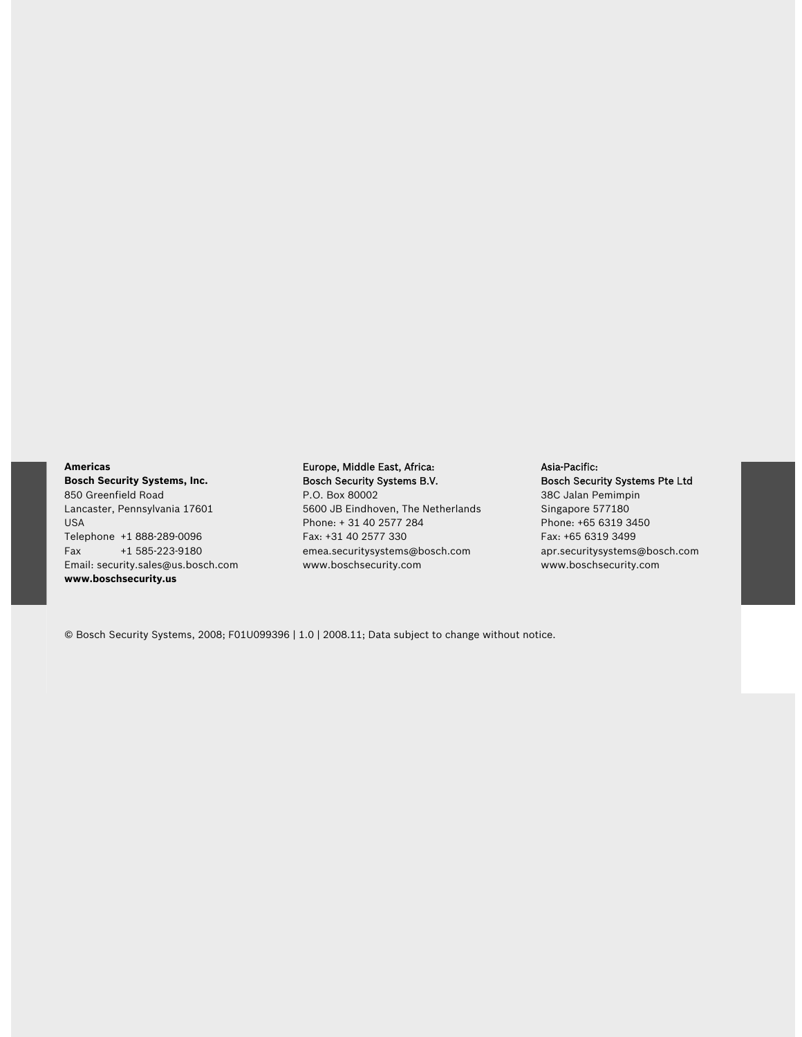**Americas**
**Bosch Security Systems, Inc.**
850 Greenfield Road
Lancaster, Pennsylvania 17601
USA
Telephone +1 888-289-0096
Fax +1 585-223-9180
Email: security.sales@us.bosch.com
**www.boschsecurity.us**

Europe, Middle East, Africa:
Bosch Security Systems B.V.
P.O. Box 80002
5600 JB Eindhoven, The Netherlands
Phone: + 31 40 2577 284
Fax: +31 40 2577 330
emea.securitysystems@bosch.com
www.boschsecurity.com

Asia-Pacific:
Bosch Security Systems Pte Ltd
38C Jalan Pemimpin
Singapore 577180
Phone: +65 6319 3450
Fax: +65 6319 3499
apr.securitysystems@bosch.com
www.boschsecurity.com

© Bosch Security Systems, 2008; F01U099396 | 1.0 | 2008.11; Data subject to change without notice.